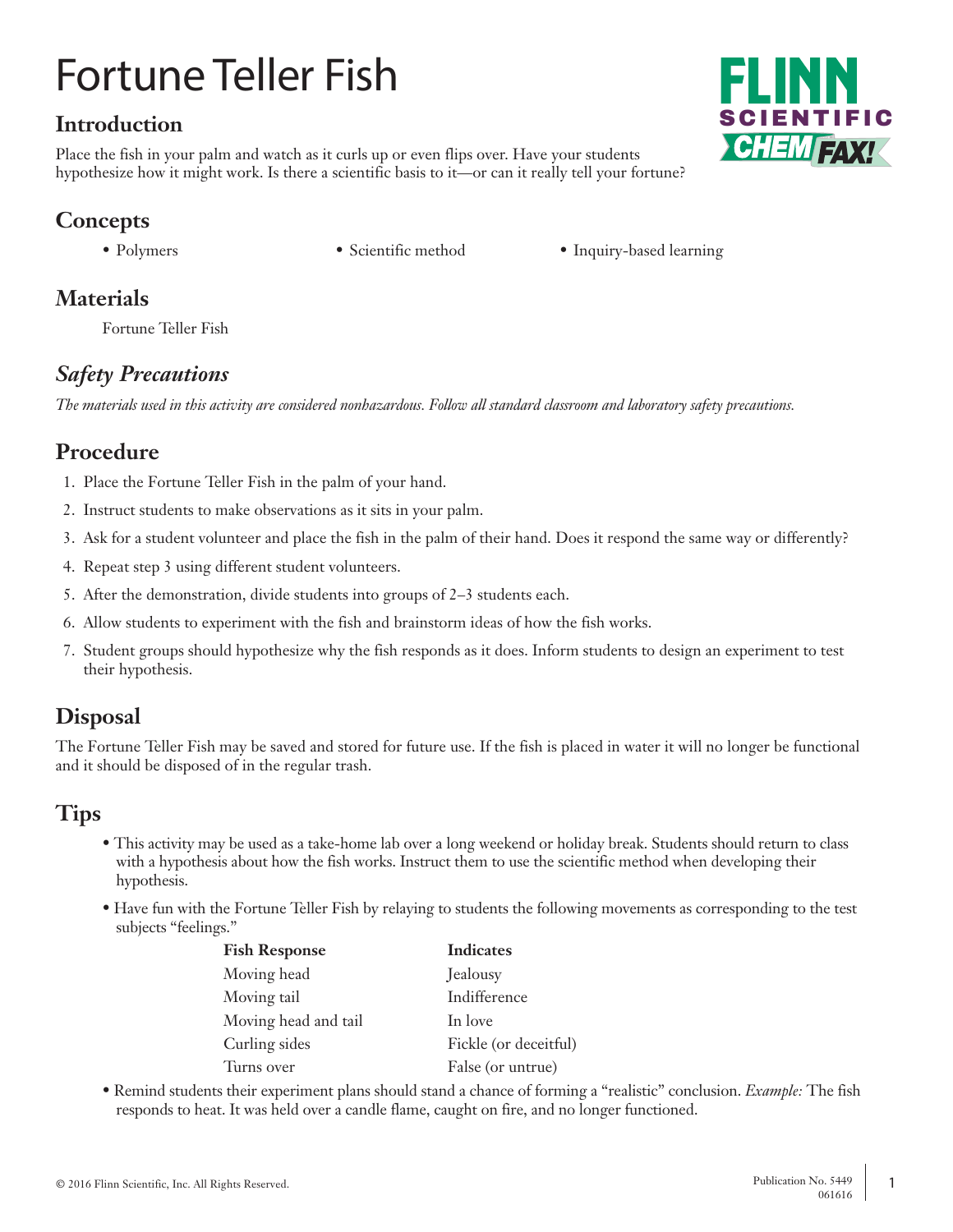# Fortune Teller Fish

## Introduction

Place the fish in your palm and watch as it curls up or even flips over. Have your students hypothesize how it might work. Is there a scientific basis to it—or can it really tell your fortune?

## Concepts

- Polymers
- Scientific method
- Inquiry-based learning

## Materials

Fortune Teller Fish

## *Safety Precautions*

*The materials used in this activity are considered nonhazardous. Follow all standard classroom and laboratory safety precautions.*

## Procedure

1. Place the Fortune Teller Fish in the palm of your hand.
2. Instruct students to make observations as it sits in your palm.
3. Ask for a student volunteer and place the fish in the palm of their hand. Does it respond the same way or differently?
4. Repeat step 3 using different student volunteers.
5. After the demonstration, divide students into groups of 2–3 students each.
6. Allow students to experiment with the fish and brainstorm ideas of how the fish works.
7. Student groups should hypothesize why the fish responds as it does. Inform students to design an experiment to test their hypothesis.

## Disposal

The Fortune Teller Fish may be saved and stored for future use. If the fish is placed in water it will no longer be functional and it should be disposed of in the regular trash.

## Tips

- This activity may be used as a take-home lab over a long weekend or holiday break. Students should return to class with a hypothesis about how the fish works. Instruct them to use the scientific method when developing their hypothesis.
- Have fun with the Fortune Teller Fish by relaying to students the following movements as corresponding to the test subjects "feelings."

| Fish Response | Indicates |
|---|---|
| Moving head | Jealousy |
| Moving tail | Indifference |
| Moving head and tail | In love |
| Curling sides | Fickle (or deceitful) |
| Turns over | False (or untrue) |

- Remind students their experiment plans should stand a chance of forming a "realistic" conclusion. *Example:* The fish responds to heat. It was held over a candle flame, caught on fire, and no longer functioned.

© 2016 Flinn Scientific, Inc. All Rights Reserved.

Publication No. 5449
061616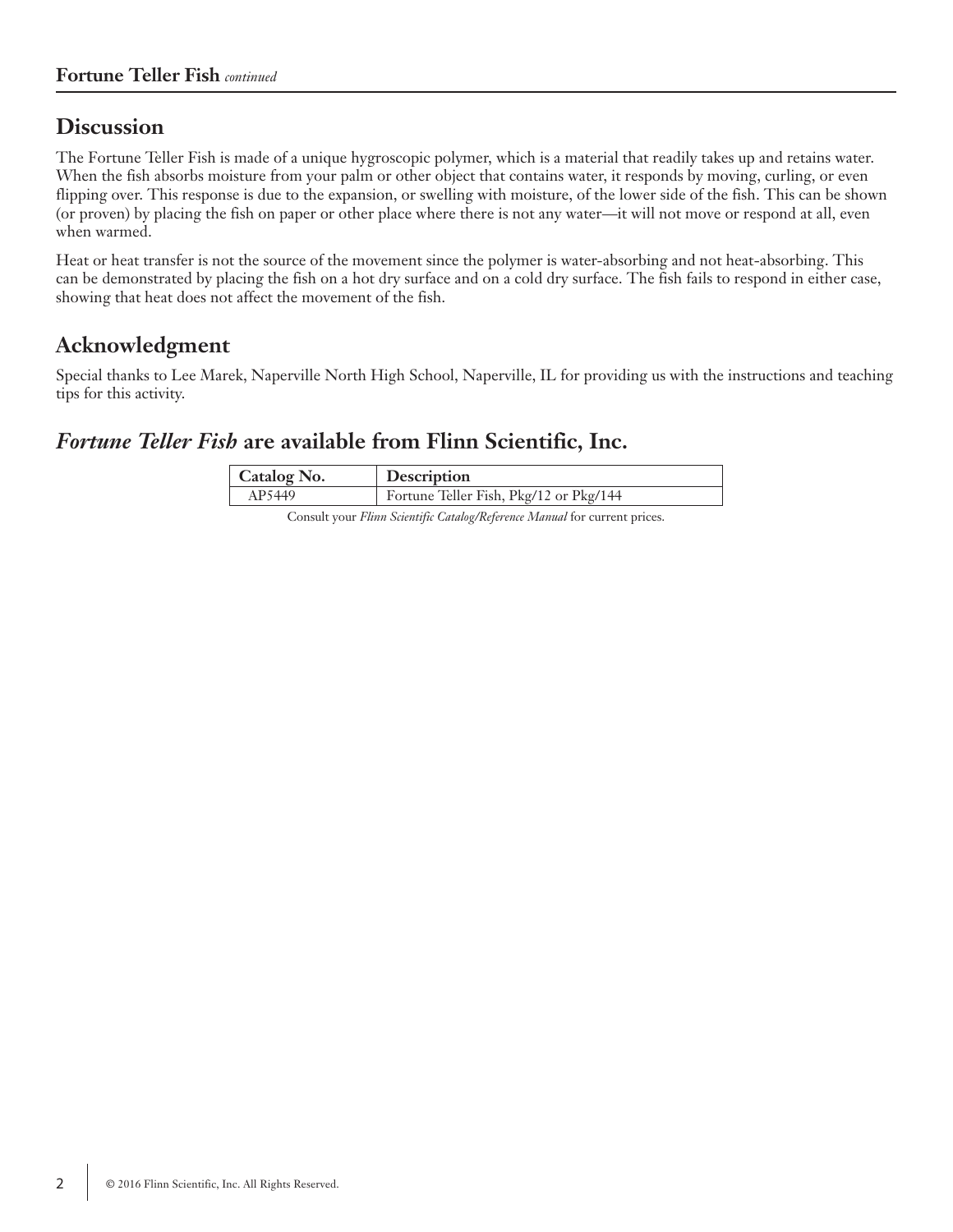## Discussion

The Fortune Teller Fish is made of a unique hygroscopic polymer, which is a material that readily takes up and retains water. When the fish absorbs moisture from your palm or other object that contains water, it responds by moving, curling, or even flipping over. This response is due to the expansion, or swelling with moisture, of the lower side of the fish. This can be shown (or proven) by placing the fish on paper or other place where there is not any water—it will not move or respond at all, even when warmed.

Heat or heat transfer is not the source of the movement since the polymer is water-absorbing and not heat-absorbing. This can be demonstrated by placing the fish on a hot dry surface and on a cold dry surface. The fish fails to respond in either case, showing that heat does not affect the movement of the fish.

## Acknowledgment

Special thanks to Lee Marek, Naperville North High School, Naperville, IL for providing us with the instructions and teaching tips for this activity.

## *Fortune Teller Fish* are available from Flinn Scientific, Inc.

| Catalog No. | Description |
|---|---|
| AP5449 | Fortune Teller Fish, Pkg/12 or Pkg/144 |

Consult your *Flinn Scientific Catalog/Reference Manual* for current prices.

© 2016 Flinn Scientific, Inc. All Rights Reserved.